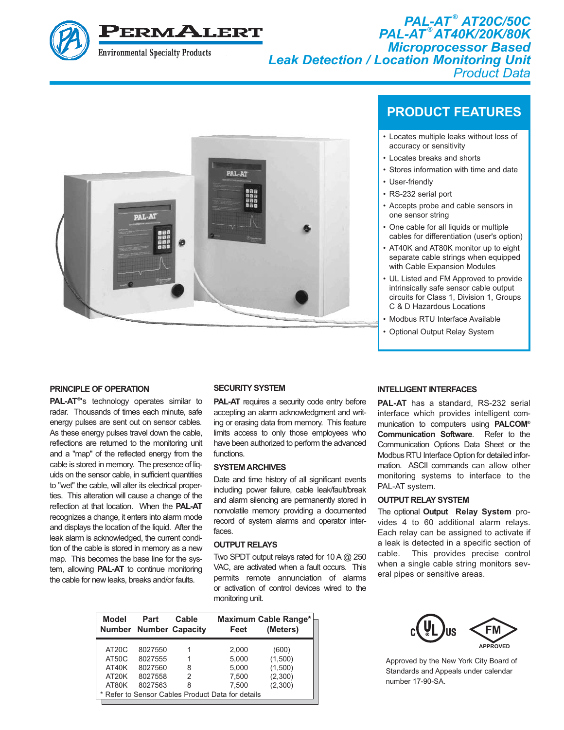# PAL-AT® AT20C/50C PAL-AT® AT40K/20K/80K Microprocessor Based Leak Detection / Location Monitoring Unit

*Product Data*

PERMALERT Environmental Specialty Products

## PRODUCT FEATURES

- Locates multiple leaks without loss of accuracy or sensitivity
- Locates breaks and shorts
- Stores information with time and date
- User-friendly
- RS-232 serial port
- Accepts probe and cable sensors in one sensor string
- One cable for all liquids or multiple cables for differentiation (user's option)
- AT40K and AT80K monitor up to eight separate cable strings when equipped with Cable Expansion Modules
- UL Listed and FM Approved to provide intrinsically safe sensor cable output circuits for Class 1, Division 1, Groups C & D Hazardous Locations
- Modbus RTU Interface Available
- Optional Output Relay System

### PRINCIPLE OF OPERATION

**PAL-AT**®'s technology operates similar to radar. Thousands of times each minute, safe energy pulses are sent out on sensor cables. As these energy pulses travel down the cable, reflections are returned to the monitoring unit and a "map" of the reflected energy from the cable is stored in memory. The presence of liquids on the sensor cable, in sufficient quantities to "wet" the cable, will alter its electrical properties. This alteration will cause a change of the reflection at that location. When the **PAL-AT** recognizes a change, it enters into alarm mode and displays the location of the liquid. After the leak alarm is acknowledged, the current condition of the cable is stored in memory as a new map. This becomes the base line for the system, allowing **PAL-AT** to continue monitoring the cable for new leaks, breaks and/or faults.

### SECURITY SYSTEM

**PAL-AT** requires a security code entry before accepting an alarm acknowledgment and writing or erasing data from memory. This feature limits access to only those employees who have been authorized to perform the advanced functions.

### SYSTEM ARCHIVES

Date and time history of all significant events including power failure, cable leak/fault/break and alarm silencing are permanently stored in nonvolatile memory providing a documented record of system alarms and operator interfaces.

### OUTPUT RELAYS

Two SPDT output relays rated for 10 A @ 250 VAC, are activated when a fault occurs. This permits remote annunciation of alarms or activation of control devices wired to the monitoring unit.

### INTELLIGENT INTERFACES

**PAL-AT** has a standard, RS-232 serial interface which provides intelligent communication to computers using **PALCOM**® **Communication Software**. Refer to the Communication Options Data Sheet or the Modbus RTU Interface Option for detailed information. ASCII commands can allow other monitoring systems to interface to the PAL-AT system.

### OUTPUT RELAY SYSTEM

The optional **Output Relay System** provides 4 to 60 additional alarm relays. Each relay can be assigned to activate if a leak is detected in a specific section of cable. This provides precise control when a single cable string monitors several pipes or sensitive areas.

| Model Number | Part Number | Cable Capacity | Maximum Cable Range* Feet | (Meters) |
|---|---|---|---|---|
| AT20C | 8027550 | 1 | 2,000 | (600) |
| AT50C | 8027555 | 1 | 5,000 | (1,500) |
| AT40K | 8027560 | 8 | 5,000 | (1,500) |
| AT20K | 8027558 | 2 | 7,500 | (2,300) |
| AT80K | 8027563 | 8 | 7,500 | (2,300) |

\* Refer to Sensor Cables Product Data for details

c UL us   FM APPROVED

Approved by the New York City Board of Standards and Appeals under calendar number 17-90-SA.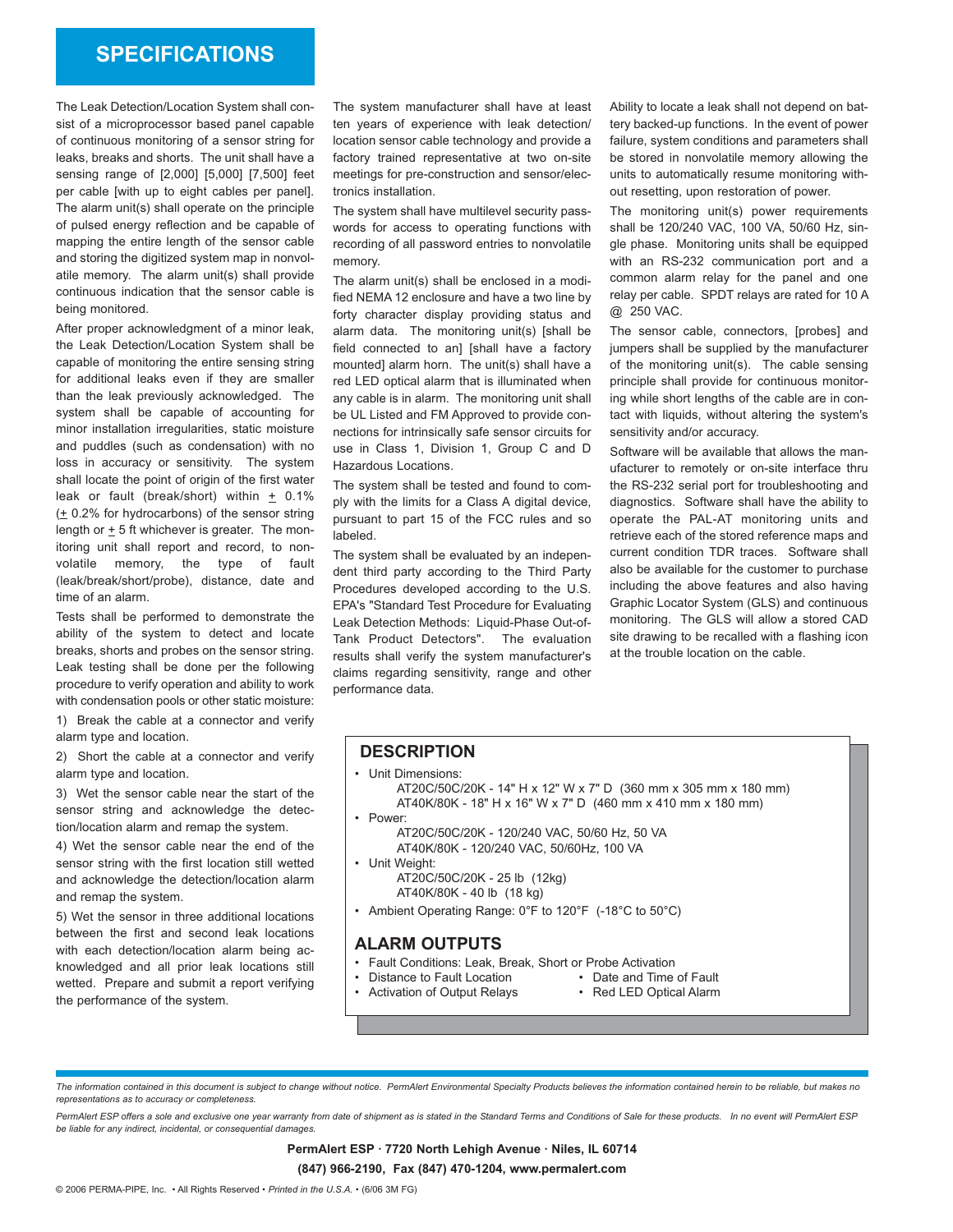## SPECIFICATIONS

The Leak Detection/Location System shall consist of a microprocessor based panel capable of continuous monitoring of a sensor string for leaks, breaks and shorts. The unit shall have a sensing range of [2,000] [5,000] [7,500] feet per cable [with up to eight cables per panel]. The alarm unit(s) shall operate on the principle of pulsed energy reflection and be capable of mapping the entire length of the sensor cable and storing the digitized system map in nonvolatile memory. The alarm unit(s) shall provide continuous indication that the sensor cable is being monitored.

After proper acknowledgment of a minor leak, the Leak Detection/Location System shall be capable of monitoring the entire sensing string for additional leaks even if they are smaller than the leak previously acknowledged. The system shall be capable of accounting for minor installation irregularities, static moisture and puddles (such as condensation) with no loss in accuracy or sensitivity. The system shall locate the point of origin of the first water leak or fault (break/short) within ± 0.1% (± 0.2% for hydrocarbons) of the sensor string length or ± 5 ft whichever is greater. The monitoring unit shall report and record, to nonvolatile memory, the type of fault (leak/break/short/probe), distance, date and time of an alarm.

Tests shall be performed to demonstrate the ability of the system to detect and locate breaks, shorts and probes on the sensor string. Leak testing shall be done per the following procedure to verify operation and ability to work with condensation pools or other static moisture:

1) Break the cable at a connector and verify alarm type and location.

2) Short the cable at a connector and verify alarm type and location.

3) Wet the sensor cable near the start of the sensor string and acknowledge the detection/location alarm and remap the system.

4) Wet the sensor cable near the end of the sensor string with the first location still wetted and acknowledge the detection/location alarm and remap the system.

5) Wet the sensor in three additional locations between the first and second leak locations with each detection/location alarm being acknowledged and all prior leak locations still wetted. Prepare and submit a report verifying the performance of the system.

The system manufacturer shall have at least ten years of experience with leak detection/location sensor cable technology and provide a factory trained representative at two on-site meetings for pre-construction and sensor/electronics installation.

The system shall have multilevel security passwords for access to operating functions with recording of all password entries to nonvolatile memory.

The alarm unit(s) shall be enclosed in a modified NEMA 12 enclosure and have a two line by forty character display providing status and alarm data. The monitoring unit(s) [shall be field connected to an] [shall have a factory mounted] alarm horn. The unit(s) shall have a red LED optical alarm that is illuminated when any cable is in alarm. The monitoring unit shall be UL Listed and FM Approved to provide connections for intrinsically safe sensor circuits for use in Class 1, Division 1, Group C and D Hazardous Locations.

The system shall be tested and found to comply with the limits for a Class A digital device, pursuant to part 15 of the FCC rules and so labeled.

The system shall be evaluated by an independent third party according to the Third Party Procedures developed according to the U.S. EPA's "Standard Test Procedure for Evaluating Leak Detection Methods: Liquid-Phase Out-of-Tank Product Detectors". The evaluation results shall verify the system manufacturer's claims regarding sensitivity, range and other performance data.

Ability to locate a leak shall not depend on battery backed-up functions. In the event of power failure, system conditions and parameters shall be stored in nonvolatile memory allowing the units to automatically resume monitoring without resetting, upon restoration of power.

The monitoring unit(s) power requirements shall be 120/240 VAC, 100 VA, 50/60 Hz, single phase. Monitoring units shall be equipped with an RS-232 communication port and a common alarm relay for the panel and one relay per cable. SPDT relays are rated for 10 A @ 250 VAC.

The sensor cable, connectors, [probes] and jumpers shall be supplied by the manufacturer of the monitoring unit(s). The cable sensing principle shall provide for continuous monitoring while short lengths of the cable are in contact with liquids, without altering the system's sensitivity and/or accuracy.

Software will be available that allows the manufacturer to remotely or on-site interface thru the RS-232 serial port for troubleshooting and diagnostics. Software shall have the ability to operate the PAL-AT monitoring units and retrieve each of the stored reference maps and current condition TDR traces. Software shall also be available for the customer to purchase including the above features and also having Graphic Locator System (GLS) and continuous monitoring. The GLS will allow a stored CAD site drawing to be recalled with a flashing icon at the trouble location on the cable.

## DESCRIPTION

- Unit Dimensions:
  - AT20C/50C/20K - 14" H x 12" W x 7" D (360 mm x 305 mm x 180 mm)
  - AT40K/80K - 18" H x 16" W x 7" D (460 mm x 410 mm x 180 mm)
- Power:
  - AT20C/50C/20K - 120/240 VAC, 50/60 Hz, 50 VA
  - AT40K/80K - 120/240 VAC, 50/60Hz, 100 VA
- Unit Weight:
  - AT20C/50C/20K - 25 lb (12kg)
  - AT40K/80K - 40 lb (18 kg)
- Ambient Operating Range: 0°F to 120°F (-18°C to 50°C)

## ALARM OUTPUTS

- Fault Conditions: Leak, Break, Short or Probe Activation
- Distance to Fault Location
- Activation of Output Relays
- Date and Time of Fault
- Red LED Optical Alarm

*The information contained in this document is subject to change without notice. PermAlert Environmental Specialty Products believes the information contained herein to be reliable, but makes no representations as to accuracy or completeness.*

*PermAlert ESP offers a sole and exclusive one year warranty from date of shipment as is stated in the Standard Terms and Conditions of Sale for these products. In no event will PermAlert ESP be liable for any indirect, incidental, or consequential damages.*

**PermAlert ESP · 7720 North Lehigh Avenue · Niles, IL 60714**

**(847) 966-2190, Fax (847) 470-1204, www.permalert.com**

© 2006 PERMA-PIPE, Inc. • All Rights Reserved • *Printed in the U.S.A.* • (6/06 3M FG)